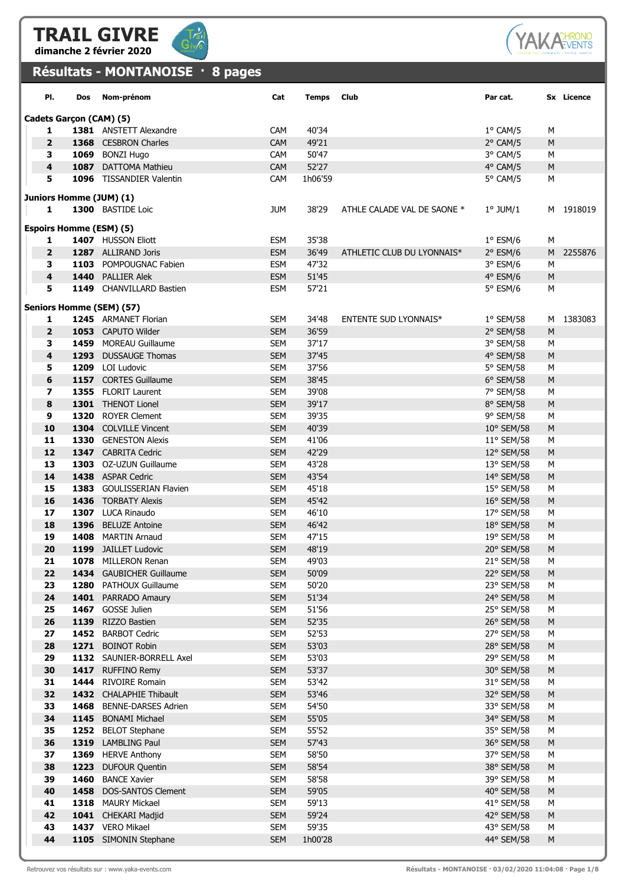# TRAIL GIVRE

**dimanche 2 février 2020**

## Résultats - MONTANOISE · 8 pages

| Pl. | Dos | Nom-prénom | Cat | Temps | Club | Par cat. | Sx | Licence |
|---|---|---|---|---|---|---|---|---|
| **Cadets Garçon (CAM) (5)** | | | | | | | | |
| 1 | 1381 | ANSTETT Alexandre | CAM | 40'34 | | 1° CAM/5 | M | |
| 2 | 1368 | CESBRON Charles | CAM | 49'21 | | 2° CAM/5 | M | |
| 3 | 1069 | BONZI Hugo | CAM | 50'47 | | 3° CAM/5 | M | |
| 4 | 1087 | DATTOMA Mathieu | CAM | 52'27 | | 4° CAM/5 | M | |
| 5 | 1096 | TISSANDIER Valentin | CAM | 1h06'59 | | 5° CAM/5 | M | |
| **Juniors Homme (JUM) (1)** | | | | | | | | |
| 1 | 1300 | BASTIDE Loic | JUM | 38'29 | ATHLE CALADE VAL DE SAONE * | 1° JUM/1 | M | 1918019 |
| **Espoirs Homme (ESM) (5)** | | | | | | | | |
| 1 | 1407 | HUSSON Eliott | ESM | 35'38 | | 1° ESM/6 | M | |
| 2 | 1287 | ALLIRAND Joris | ESM | 36'49 | ATHLETIC CLUB DU LYONNAIS* | 2° ESM/6 | M | 2255876 |
| 3 | 1103 | POMPOUGNAC Fabien | ESM | 47'32 | | 3° ESM/6 | M | |
| 4 | 1440 | PALLIER Alek | ESM | 51'45 | | 4° ESM/6 | M | |
| 5 | 1149 | CHANVILLARD Bastien | ESM | 57'21 | | 5° ESM/6 | M | |
| **Seniors Homme (SEM) (57)** | | | | | | | | |
| 1 | 1245 | ARMANET Florian | SEM | 34'48 | ENTENTE SUD LYONNAIS* | 1° SEM/58 | M | 1383083 |
| 2 | 1053 | CAPUTO Wilder | SEM | 36'59 | | 2° SEM/58 | M | |
| 3 | 1459 | MOREAU Guillaume | SEM | 37'17 | | 3° SEM/58 | M | |
| 4 | 1293 | DUSSAUGE Thomas | SEM | 37'45 | | 4° SEM/58 | M | |
| 5 | 1209 | LOI Ludovic | SEM | 37'56 | | 5° SEM/58 | M | |
| 6 | 1157 | CORTES Guillaume | SEM | 38'45 | | 6° SEM/58 | M | |
| 7 | 1355 | FLORIT Laurent | SEM | 39'08 | | 7° SEM/58 | M | |
| 8 | 1301 | THENOT Lionel | SEM | 39'17 | | 8° SEM/58 | M | |
| 9 | 1320 | ROYER Clement | SEM | 39'35 | | 9° SEM/58 | M | |
| 10 | 1304 | COLVILLE Vincent | SEM | 40'39 | | 10° SEM/58 | M | |
| 11 | 1330 | GENESTON Alexis | SEM | 41'06 | | 11° SEM/58 | M | |
| 12 | 1347 | CABRITA Cedric | SEM | 42'29 | | 12° SEM/58 | M | |
| 13 | 1303 | OZ-UZUN Guillaume | SEM | 43'28 | | 13° SEM/58 | M | |
| 14 | 1438 | ASPAR Cedric | SEM | 43'54 | | 14° SEM/58 | M | |
| 15 | 1383 | GOULISSERIAN Flavien | SEM | 45'18 | | 15° SEM/58 | M | |
| 16 | 1436 | TORBATY Alexis | SEM | 45'42 | | 16° SEM/58 | M | |
| 17 | 1307 | LUCA Rinaudo | SEM | 46'10 | | 17° SEM/58 | M | |
| 18 | 1396 | BELUZE Antoine | SEM | 46'42 | | 18° SEM/58 | M | |
| 19 | 1408 | MARTIN Arnaud | SEM | 47'15 | | 19° SEM/58 | M | |
| 20 | 1199 | JAILLET Ludovic | SEM | 48'19 | | 20° SEM/58 | M | |
| 21 | 1078 | MILLERON Renan | SEM | 49'03 | | 21° SEM/58 | M | |
| 22 | 1434 | GAUBICHER Guillaume | SEM | 50'09 | | 22° SEM/58 | M | |
| 23 | 1280 | PATHOUX Guillaume | SEM | 50'20 | | 23° SEM/58 | M | |
| 24 | 1401 | PARRADO Amaury | SEM | 51'34 | | 24° SEM/58 | M | |
| 25 | 1467 | GOSSE Julien | SEM | 51'56 | | 25° SEM/58 | M | |
| 26 | 1139 | RIZZO Bastien | SEM | 52'35 | | 26° SEM/58 | M | |
| 27 | 1452 | BARBOT Cedric | SEM | 52'53 | | 27° SEM/58 | M | |
| 28 | 1271 | BOINOT Robin | SEM | 53'03 | | 28° SEM/58 | M | |
| 29 | 1132 | SAUNIER-BORRELL Axel | SEM | 53'03 | | 29° SEM/58 | M | |
| 30 | 1417 | RUFFINO Remy | SEM | 53'37 | | 30° SEM/58 | M | |
| 31 | 1444 | RIVOIRE Romain | SEM | 53'42 | | 31° SEM/58 | M | |
| 32 | 1432 | CHALAPHIE Thibault | SEM | 53'46 | | 32° SEM/58 | M | |
| 33 | 1468 | BENNE-DARSES Adrien | SEM | 54'50 | | 33° SEM/58 | M | |
| 34 | 1145 | BONAMI Michael | SEM | 55'05 | | 34° SEM/58 | M | |
| 35 | 1252 | BELOT Stephane | SEM | 55'52 | | 35° SEM/58 | M | |
| 36 | 1319 | LAMBLING Paul | SEM | 57'43 | | 36° SEM/58 | M | |
| 37 | 1369 | HERVE Anthony | SEM | 58'50 | | 37° SEM/58 | M | |
| 38 | 1223 | DUFOUR Quentin | SEM | 58'54 | | 38° SEM/58 | M | |
| 39 | 1460 | BANCE Xavier | SEM | 58'58 | | 39° SEM/58 | M | |
| 40 | 1458 | DOS-SANTOS Clement | SEM | 59'05 | | 40° SEM/58 | M | |
| 41 | 1318 | MAURY Mickael | SEM | 59'13 | | 41° SEM/58 | M | |
| 42 | 1041 | CHEKARI Madjid | SEM | 59'24 | | 42° SEM/58 | M | |
| 43 | 1437 | VERO Mikael | SEM | 59'35 | | 43° SEM/58 | M | |
| 44 | 1105 | SIMONIN Stephane | SEM | 1h00'28 | | 44° SEM/58 | M | |

Retrouvez vos résultats sur : www.yaka-events.com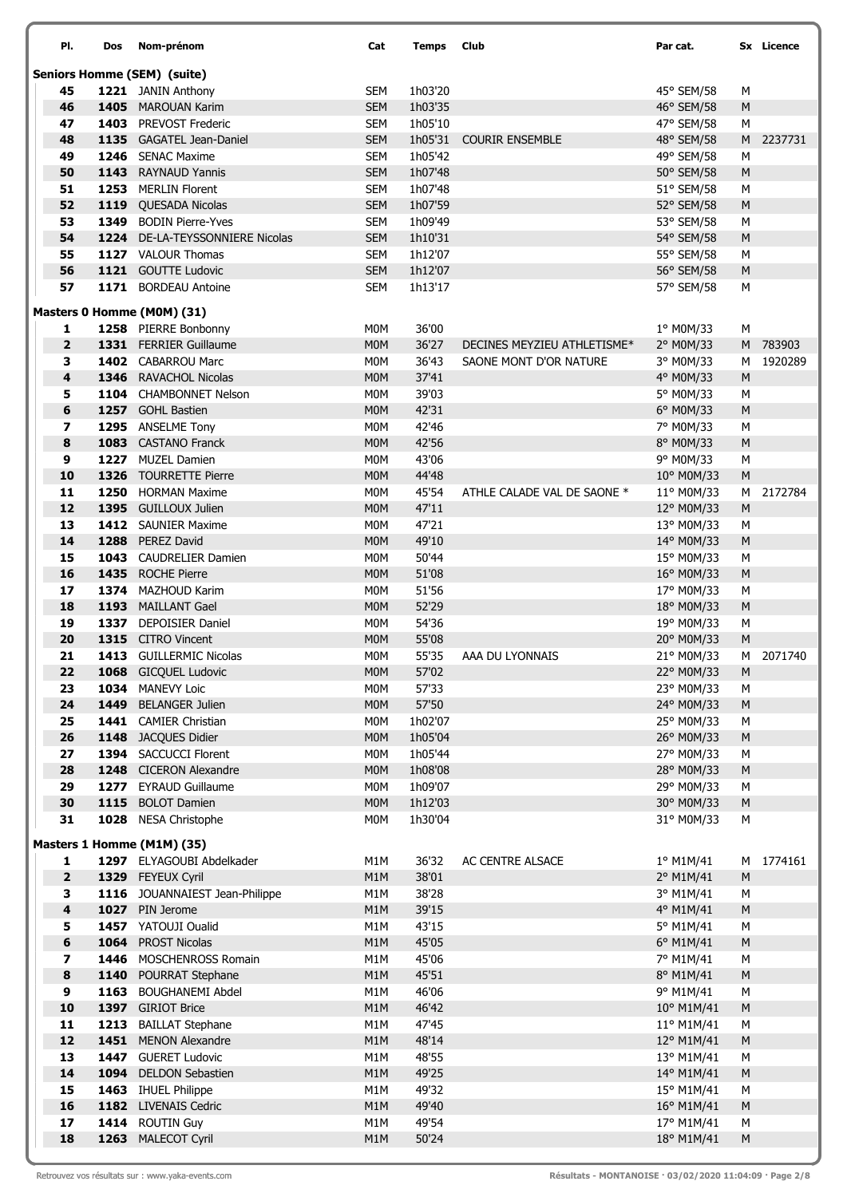| Pl. | Dos | Nom-prénom | Cat | Temps | Club | Par cat. | Sx | Licence |
|---|---|---|---|---|---|---|---|---|
| **Seniors Homme (SEM) (suite)** | | | | | | | | |
| 45 | 1221 | JANIN Anthony | SEM | 1h03'20 | | 45° SEM/58 | M | |
| 46 | 1405 | MAROUAN Karim | SEM | 1h03'35 | | 46° SEM/58 | M | |
| 47 | 1403 | PREVOST Frederic | SEM | 1h05'10 | | 47° SEM/58 | M | |
| 48 | 1135 | GAGATEL Jean-Daniel | SEM | 1h05'31 | COURIR ENSEMBLE | 48° SEM/58 | M | 2237731 |
| 49 | 1246 | SENAC Maxime | SEM | 1h05'42 | | 49° SEM/58 | M | |
| 50 | 1143 | RAYNAUD Yannis | SEM | 1h07'48 | | 50° SEM/58 | M | |
| 51 | 1253 | MERLIN Florent | SEM | 1h07'48 | | 51° SEM/58 | M | |
| 52 | 1119 | QUESADA Nicolas | SEM | 1h07'59 | | 52° SEM/58 | M | |
| 53 | 1349 | BODIN Pierre-Yves | SEM | 1h09'49 | | 53° SEM/58 | M | |
| 54 | 1224 | DE-LA-TEYSSONNIERE Nicolas | SEM | 1h10'31 | | 54° SEM/58 | M | |
| 55 | 1127 | VALOUR Thomas | SEM | 1h12'07 | | 55° SEM/58 | M | |
| 56 | 1121 | GOUTTE Ludovic | SEM | 1h12'07 | | 56° SEM/58 | M | |
| 57 | 1171 | BORDEAU Antoine | SEM | 1h13'17 | | 57° SEM/58 | M | |
| **Masters 0 Homme (M0M) (31)** | | | | | | | | |
| 1 | 1258 | PIERRE Bonbonny | M0M | 36'00 | | 1° M0M/33 | M | |
| 2 | 1331 | FERRIER Guillaume | M0M | 36'27 | DECINES MEYZIEU ATHLETISME* | 2° M0M/33 | M | 783903 |
| 3 | 1402 | CABARROU Marc | M0M | 36'43 | SAONE MONT D'OR NATURE | 3° M0M/33 | M | 1920289 |
| 4 | 1346 | RAVACHOL Nicolas | M0M | 37'41 | | 4° M0M/33 | M | |
| 5 | 1104 | CHAMBONNET Nelson | M0M | 39'03 | | 5° M0M/33 | M | |
| 6 | 1257 | GOHL Bastien | M0M | 42'31 | | 6° M0M/33 | M | |
| 7 | 1295 | ANSELME Tony | M0M | 42'46 | | 7° M0M/33 | M | |
| 8 | 1083 | CASTANO Franck | M0M | 42'56 | | 8° M0M/33 | M | |
| 9 | 1227 | MUZEL Damien | M0M | 43'06 | | 9° M0M/33 | M | |
| 10 | 1326 | TOURRETTE Pierre | M0M | 44'48 | | 10° M0M/33 | M | |
| 11 | 1250 | HORMAN Maxime | M0M | 45'54 | ATHLE CALADE VAL DE SAONE * | 11° M0M/33 | M | 2172784 |
| 12 | 1395 | GUILLOUX Julien | M0M | 47'11 | | 12° M0M/33 | M | |
| 13 | 1412 | SAUNIER Maxime | M0M | 47'21 | | 13° M0M/33 | M | |
| 14 | 1288 | PEREZ David | M0M | 49'10 | | 14° M0M/33 | M | |
| 15 | 1043 | CAUDRELIER Damien | M0M | 50'44 | | 15° M0M/33 | M | |
| 16 | 1435 | ROCHE Pierre | M0M | 51'08 | | 16° M0M/33 | M | |
| 17 | 1374 | MAZHOUD Karim | M0M | 51'56 | | 17° M0M/33 | M | |
| 18 | 1193 | MAILLANT Gael | M0M | 52'29 | | 18° M0M/33 | M | |
| 19 | 1337 | DEPOISIER Daniel | M0M | 54'36 | | 19° M0M/33 | M | |
| 20 | 1315 | CITRO Vincent | M0M | 55'08 | | 20° M0M/33 | M | |
| 21 | 1413 | GUILLERMIC Nicolas | M0M | 55'35 | AAA DU LYONNAIS | 21° M0M/33 | M | 2071740 |
| 22 | 1068 | GICQUEL Ludovic | M0M | 57'02 | | 22° M0M/33 | M | |
| 23 | 1034 | MANEVY Loic | M0M | 57'33 | | 23° M0M/33 | M | |
| 24 | 1449 | BELANGER Julien | M0M | 57'50 | | 24° M0M/33 | M | |
| 25 | 1441 | CAMIER Christian | M0M | 1h02'07 | | 25° M0M/33 | M | |
| 26 | 1148 | JACQUES Didier | M0M | 1h05'04 | | 26° M0M/33 | M | |
| 27 | 1394 | SACCUCCI Florent | M0M | 1h05'44 | | 27° M0M/33 | M | |
| 28 | 1248 | CICERON Alexandre | M0M | 1h08'08 | | 28° M0M/33 | M | |
| 29 | 1277 | EYRAUD Guillaume | M0M | 1h09'07 | | 29° M0M/33 | M | |
| 30 | 1115 | BOLOT Damien | M0M | 1h12'03 | | 30° M0M/33 | M | |
| 31 | 1028 | NESA Christophe | M0M | 1h30'04 | | 31° M0M/33 | M | |
| **Masters 1 Homme (M1M) (35)** | | | | | | | | |
| 1 | 1297 | ELYAGOUBI Abdelkader | M1M | 36'32 | AC CENTRE ALSACE | 1° M1M/41 | M | 1774161 |
| 2 | 1329 | FEYEUX Cyril | M1M | 38'01 | | 2° M1M/41 | M | |
| 3 | 1116 | JOUANNAIEST Jean-Philippe | M1M | 38'28 | | 3° M1M/41 | M | |
| 4 | 1027 | PIN Jerome | M1M | 39'15 | | 4° M1M/41 | M | |
| 5 | 1457 | YATOUJI Oualid | M1M | 43'15 | | 5° M1M/41 | M | |
| 6 | 1064 | PROST Nicolas | M1M | 45'05 | | 6° M1M/41 | M | |
| 7 | 1446 | MOSCHENROSS Romain | M1M | 45'06 | | 7° M1M/41 | M | |
| 8 | 1140 | POURRAT Stephane | M1M | 45'51 | | 8° M1M/41 | M | |
| 9 | 1163 | BOUGHANEMI Abdel | M1M | 46'06 | | 9° M1M/41 | M | |
| 10 | 1397 | GIRIOT Brice | M1M | 46'42 | | 10° M1M/41 | M | |
| 11 | 1213 | BAILLAT Stephane | M1M | 47'45 | | 11° M1M/41 | M | |
| 12 | 1451 | MENON Alexandre | M1M | 48'14 | | 12° M1M/41 | M | |
| 13 | 1447 | GUERET Ludovic | M1M | 48'55 | | 13° M1M/41 | M | |
| 14 | 1094 | DELDON Sebastien | M1M | 49'25 | | 14° M1M/41 | M | |
| 15 | 1463 | IHUEL Philippe | M1M | 49'32 | | 15° M1M/41 | M | |
| 16 | 1182 | LIVENAIS Cedric | M1M | 49'40 | | 16° M1M/41 | M | |
| 17 | 1414 | ROUTIN Guy | M1M | 49'54 | | 17° M1M/41 | M | |
| 18 | 1263 | MALECOT Cyril | M1M | 50'24 | | 18° M1M/41 | M | |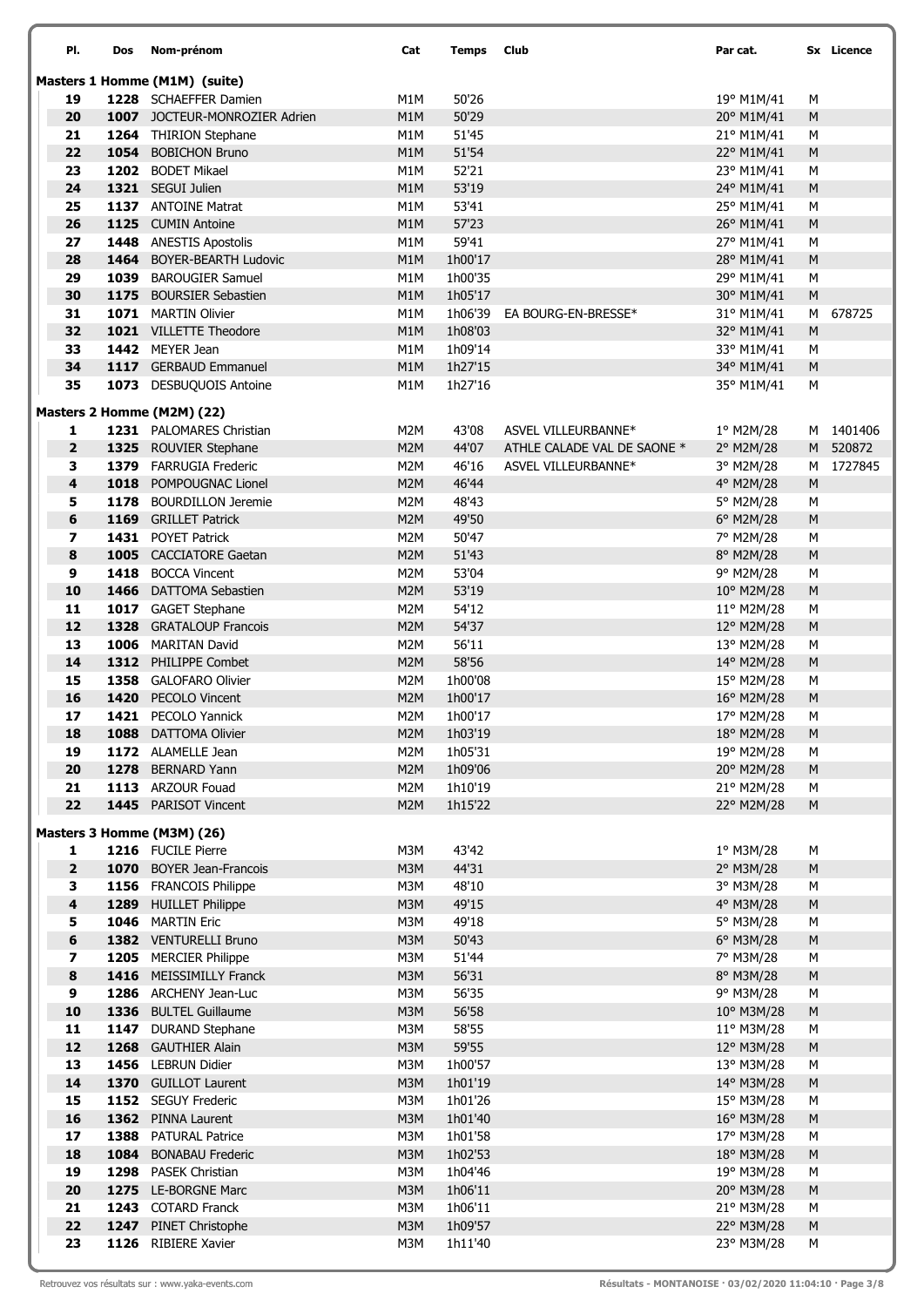| Pl. | Dos | Nom-prénom | Cat | Temps | Club | Par cat. | Sx | Licence |
|---|---|---|---|---|---|---|---|---|
| **Masters 1 Homme (M1M) (suite)** | | | | | | | | |
| 19 | 1228 | SCHAEFFER Damien | M1M | 50'26 | | 19° M1M/41 | M | |
| 20 | 1007 | JOCTEUR-MONROZIER Adrien | M1M | 50'29 | | 20° M1M/41 | M | |
| 21 | 1264 | THIRION Stephane | M1M | 51'45 | | 21° M1M/41 | M | |
| 22 | 1054 | BOBICHON Bruno | M1M | 51'54 | | 22° M1M/41 | M | |
| 23 | 1202 | BODET Mikael | M1M | 52'21 | | 23° M1M/41 | M | |
| 24 | 1321 | SEGUI Julien | M1M | 53'19 | | 24° M1M/41 | M | |
| 25 | 1137 | ANTOINE Matrat | M1M | 53'41 | | 25° M1M/41 | M | |
| 26 | 1125 | CUMIN Antoine | M1M | 57'23 | | 26° M1M/41 | M | |
| 27 | 1448 | ANESTIS Apostolis | M1M | 59'41 | | 27° M1M/41 | M | |
| 28 | 1464 | BOYER-BEARTH Ludovic | M1M | 1h00'17 | | 28° M1M/41 | M | |
| 29 | 1039 | BAROUGIER Samuel | M1M | 1h00'35 | | 29° M1M/41 | M | |
| 30 | 1175 | BOURSIER Sebastien | M1M | 1h05'17 | | 30° M1M/41 | M | |
| 31 | 1071 | MARTIN Olivier | M1M | 1h06'39 | EA BOURG-EN-BRESSE* | 31° M1M/41 | M | 678725 |
| 32 | 1021 | VILLETTE Theodore | M1M | 1h08'03 | | 32° M1M/41 | M | |
| 33 | 1442 | MEYER Jean | M1M | 1h09'14 | | 33° M1M/41 | M | |
| 34 | 1117 | GERBAUD Emmanuel | M1M | 1h27'15 | | 34° M1M/41 | M | |
| 35 | 1073 | DESBUQUOIS Antoine | M1M | 1h27'16 | | 35° M1M/41 | M | |
| **Masters 2 Homme (M2M) (22)** | | | | | | | | |
| 1 | 1231 | PALOMARES Christian | M2M | 43'08 | ASVEL VILLEURBANNE* | 1° M2M/28 | M | 1401406 |
| 2 | 1325 | ROUVIER Stephane | M2M | 44'07 | ATHLE CALADE VAL DE SAONE * | 2° M2M/28 | M | 520872 |
| 3 | 1379 | FARRUGIA Frederic | M2M | 46'16 | ASVEL VILLEURBANNE* | 3° M2M/28 | M | 1727845 |
| 4 | 1018 | POMPOUGNAC Lionel | M2M | 46'44 | | 4° M2M/28 | M | |
| 5 | 1178 | BOURDILLON Jeremie | M2M | 48'43 | | 5° M2M/28 | M | |
| 6 | 1169 | GRILLET Patrick | M2M | 49'50 | | 6° M2M/28 | M | |
| 7 | 1431 | POYET Patrick | M2M | 50'47 | | 7° M2M/28 | M | |
| 8 | 1005 | CACCIATORE Gaetan | M2M | 51'43 | | 8° M2M/28 | M | |
| 9 | 1418 | BOCCA Vincent | M2M | 53'04 | | 9° M2M/28 | M | |
| 10 | 1466 | DATTOMA Sebastien | M2M | 53'19 | | 10° M2M/28 | M | |
| 11 | 1017 | GAGET Stephane | M2M | 54'12 | | 11° M2M/28 | M | |
| 12 | 1328 | GRATALOUP Francois | M2M | 54'37 | | 12° M2M/28 | M | |
| 13 | 1006 | MARITAN David | M2M | 56'11 | | 13° M2M/28 | M | |
| 14 | 1312 | PHILIPPE Combet | M2M | 58'56 | | 14° M2M/28 | M | |
| 15 | 1358 | GALOFARO Olivier | M2M | 1h00'08 | | 15° M2M/28 | M | |
| 16 | 1420 | PECOLO Vincent | M2M | 1h00'17 | | 16° M2M/28 | M | |
| 17 | 1421 | PECOLO Yannick | M2M | 1h00'17 | | 17° M2M/28 | M | |
| 18 | 1088 | DATTOMA Olivier | M2M | 1h03'19 | | 18° M2M/28 | M | |
| 19 | 1172 | ALAMELLE Jean | M2M | 1h05'31 | | 19° M2M/28 | M | |
| 20 | 1278 | BERNARD Yann | M2M | 1h09'06 | | 20° M2M/28 | M | |
| 21 | 1113 | ARZOUR Fouad | M2M | 1h10'19 | | 21° M2M/28 | M | |
| 22 | 1445 | PARISOT Vincent | M2M | 1h15'22 | | 22° M2M/28 | M | |
| **Masters 3 Homme (M3M) (26)** | | | | | | | | |
| 1 | 1216 | FUCILE Pierre | M3M | 43'42 | | 1° M3M/28 | M | |
| 2 | 1070 | BOYER Jean-Francois | M3M | 44'31 | | 2° M3M/28 | M | |
| 3 | 1156 | FRANCOIS Philippe | M3M | 48'10 | | 3° M3M/28 | M | |
| 4 | 1289 | HUILLET Philippe | M3M | 49'15 | | 4° M3M/28 | M | |
| 5 | 1046 | MARTIN Eric | M3M | 49'18 | | 5° M3M/28 | M | |
| 6 | 1382 | VENTURELLI Bruno | M3M | 50'43 | | 6° M3M/28 | M | |
| 7 | 1205 | MERCIER Philippe | M3M | 51'44 | | 7° M3M/28 | M | |
| 8 | 1416 | MEISSIMILLY Franck | M3M | 56'31 | | 8° M3M/28 | M | |
| 9 | 1286 | ARCHENY Jean-Luc | M3M | 56'35 | | 9° M3M/28 | M | |
| 10 | 1336 | BULTEL Guillaume | M3M | 56'58 | | 10° M3M/28 | M | |
| 11 | 1147 | DURAND Stephane | M3M | 58'55 | | 11° M3M/28 | M | |
| 12 | 1268 | GAUTHIER Alain | M3M | 59'55 | | 12° M3M/28 | M | |
| 13 | 1456 | LEBRUN Didier | M3M | 1h00'57 | | 13° M3M/28 | M | |
| 14 | 1370 | GUILLOT Laurent | M3M | 1h01'19 | | 14° M3M/28 | M | |
| 15 | 1152 | SEGUY Frederic | M3M | 1h01'26 | | 15° M3M/28 | M | |
| 16 | 1362 | PINNA Laurent | M3M | 1h01'40 | | 16° M3M/28 | M | |
| 17 | 1388 | PATURAL Patrice | M3M | 1h01'58 | | 17° M3M/28 | M | |
| 18 | 1084 | BONABAU Frederic | M3M | 1h02'53 | | 18° M3M/28 | M | |
| 19 | 1298 | PASEK Christian | M3M | 1h04'46 | | 19° M3M/28 | M | |
| 20 | 1275 | LE-BORGNE Marc | M3M | 1h06'11 | | 20° M3M/28 | M | |
| 21 | 1243 | COTARD Franck | M3M | 1h06'11 | | 21° M3M/28 | M | |
| 22 | 1247 | PINET Christophe | M3M | 1h09'57 | | 22° M3M/28 | M | |
| 23 | 1126 | RIBIERE Xavier | M3M | 1h11'40 | | 23° M3M/28 | M | |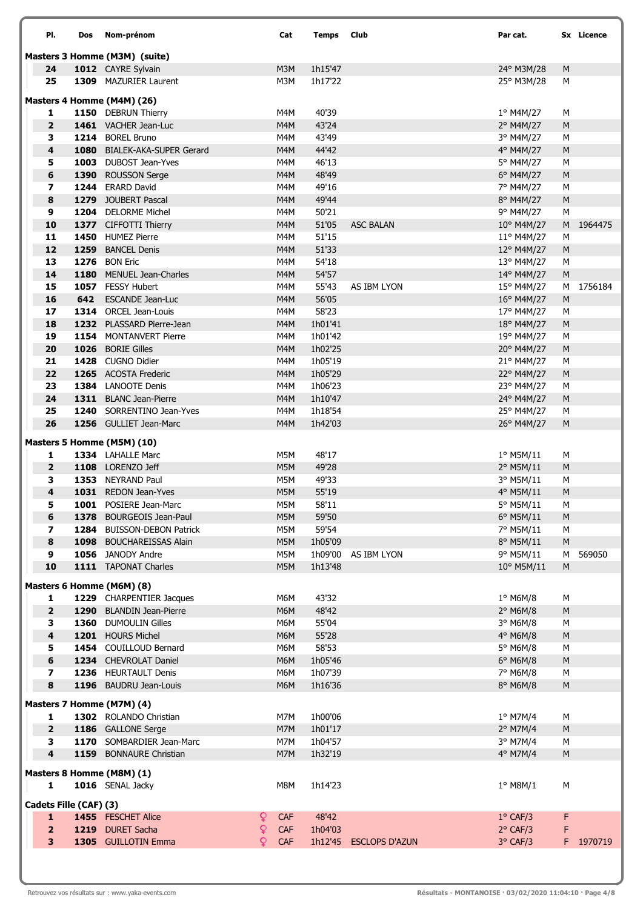| Pl. | Dos | Nom-prénom | Cat | Temps | Club | Par cat. | Sx | Licence |
|---|---|---|---|---|---|---|---|---|
| **Masters 3 Homme (M3M) (suite)** | | | | | | | | |
| 24 | 1012 | CAYRE Sylvain | M3M | 1h15'47 | | 24° M3M/28 | M | |
| 25 | 1309 | MAZURIER Laurent | M3M | 1h17'22 | | 25° M3M/28 | M | |
| **Masters 4 Homme (M4M) (26)** | | | | | | | | |
| 1 | 1150 | DEBRUN Thierry | M4M | 40'39 | | 1° M4M/27 | M | |
| 2 | 1461 | VACHER Jean-Luc | M4M | 43'24 | | 2° M4M/27 | M | |
| 3 | 1214 | BOREL Bruno | M4M | 43'49 | | 3° M4M/27 | M | |
| 4 | 1080 | BIALEK-AKA-SUPER Gerard | M4M | 44'42 | | 4° M4M/27 | M | |
| 5 | 1003 | DUBOST Jean-Yves | M4M | 46'13 | | 5° M4M/27 | M | |
| 6 | 1390 | ROUSSON Serge | M4M | 48'49 | | 6° M4M/27 | M | |
| 7 | 1244 | ERARD David | M4M | 49'16 | | 7° M4M/27 | M | |
| 8 | 1279 | JOUBERT Pascal | M4M | 49'44 | | 8° M4M/27 | M | |
| 9 | 1204 | DELORME Michel | M4M | 50'21 | | 9° M4M/27 | M | |
| 10 | 1377 | CIFFOTTI Thierry | M4M | 51'05 | ASC BALAN | 10° M4M/27 | M | 1964475 |
| 11 | 1450 | HUMEZ Pierre | M4M | 51'15 | | 11° M4M/27 | M | |
| 12 | 1259 | BANCEL Denis | M4M | 51'33 | | 12° M4M/27 | M | |
| 13 | 1276 | BON Eric | M4M | 54'18 | | 13° M4M/27 | M | |
| 14 | 1180 | MENUEL Jean-Charles | M4M | 54'57 | | 14° M4M/27 | M | |
| 15 | 1057 | FESSY Hubert | M4M | 55'43 | AS IBM LYON | 15° M4M/27 | M | 1756184 |
| 16 | 642 | ESCANDE Jean-Luc | M4M | 56'05 | | 16° M4M/27 | M | |
| 17 | 1314 | ORCEL Jean-Louis | M4M | 58'23 | | 17° M4M/27 | M | |
| 18 | 1232 | PLASSARD Pierre-Jean | M4M | 1h01'41 | | 18° M4M/27 | M | |
| 19 | 1154 | MONTANVERT Pierre | M4M | 1h01'42 | | 19° M4M/27 | M | |
| 20 | 1026 | BORIE Gilles | M4M | 1h02'25 | | 20° M4M/27 | M | |
| 21 | 1428 | CUGNO Didier | M4M | 1h05'19 | | 21° M4M/27 | M | |
| 22 | 1265 | ACOSTA Frederic | M4M | 1h05'29 | | 22° M4M/27 | M | |
| 23 | 1384 | LANOOTE Denis | M4M | 1h06'23 | | 23° M4M/27 | M | |
| 24 | 1311 | BLANC Jean-Pierre | M4M | 1h10'47 | | 24° M4M/27 | M | |
| 25 | 1240 | SORRENTINO Jean-Yves | M4M | 1h18'54 | | 25° M4M/27 | M | |
| 26 | 1256 | GULLIET Jean-Marc | M4M | 1h42'03 | | 26° M4M/27 | M | |
| **Masters 5 Homme (M5M) (10)** | | | | | | | | |
| 1 | 1334 | LAHALLE Marc | M5M | 48'17 | | 1° M5M/11 | M | |
| 2 | 1108 | LORENZO Jeff | M5M | 49'28 | | 2° M5M/11 | M | |
| 3 | 1353 | NEYRAND Paul | M5M | 49'33 | | 3° M5M/11 | M | |
| 4 | 1031 | REDON Jean-Yves | M5M | 55'19 | | 4° M5M/11 | M | |
| 5 | 1001 | POSIERE Jean-Marc | M5M | 58'11 | | 5° M5M/11 | M | |
| 6 | 1378 | BOURGEOIS Jean-Paul | M5M | 59'50 | | 6° M5M/11 | M | |
| 7 | 1284 | BUISSON-DEBON Patrick | M5M | 59'54 | | 7° M5M/11 | M | |
| 8 | 1098 | BOUCHAREISSAS Alain | M5M | 1h05'09 | | 8° M5M/11 | M | |
| 9 | 1056 | JANODY Andre | M5M | 1h09'00 | AS IBM LYON | 9° M5M/11 | M | 569050 |
| 10 | 1111 | TAPONAT Charles | M5M | 1h13'48 | | 10° M5M/11 | M | |
| **Masters 6 Homme (M6M) (8)** | | | | | | | | |
| 1 | 1229 | CHARPENTIER Jacques | M6M | 43'32 | | 1° M6M/8 | M | |
| 2 | 1290 | BLANDIN Jean-Pierre | M6M | 48'42 | | 2° M6M/8 | M | |
| 3 | 1360 | DUMOULIN Gilles | M6M | 55'04 | | 3° M6M/8 | M | |
| 4 | 1201 | HOURS Michel | M6M | 55'28 | | 4° M6M/8 | M | |
| 5 | 1454 | COUILLOUD Bernard | M6M | 58'53 | | 5° M6M/8 | M | |
| 6 | 1234 | CHEVROLAT Daniel | M6M | 1h05'46 | | 6° M6M/8 | M | |
| 7 | 1236 | HEURTAULT Denis | M6M | 1h07'39 | | 7° M6M/8 | M | |
| 8 | 1196 | BAUDRU Jean-Louis | M6M | 1h16'36 | | 8° M6M/8 | M | |
| **Masters 7 Homme (M7M) (4)** | | | | | | | | |
| 1 | 1302 | ROLANDO Christian | M7M | 1h00'06 | | 1° M7M/4 | M | |
| 2 | 1186 | GALLONE Serge | M7M | 1h01'17 | | 2° M7M/4 | M | |
| 3 | 1170 | SOMBARDIER Jean-Marc | M7M | 1h04'57 | | 3° M7M/4 | M | |
| 4 | 1159 | BONNAURE Christian | M7M | 1h32'19 | | 4° M7M/4 | M | |
| **Masters 8 Homme (M8M) (1)** | | | | | | | | |
| 1 | 1016 | SENAL Jacky | M8M | 1h14'23 | | 1° M8M/1 | M | |
| **Cadets Fille (CAF) (3)** | | | | | | | | |
| 1 | 1455 | FESCHET Alice | CAF | 48'42 | | 1° CAF/3 | F | |
| 2 | 1219 | DURET Sacha | CAF | 1h04'03 | | 2° CAF/3 | F | |
| 3 | 1305 | GUILLOTIN Emma | CAF | 1h12'45 | ESCLOPS D'AZUN | 3° CAF/3 | F | 1970719 |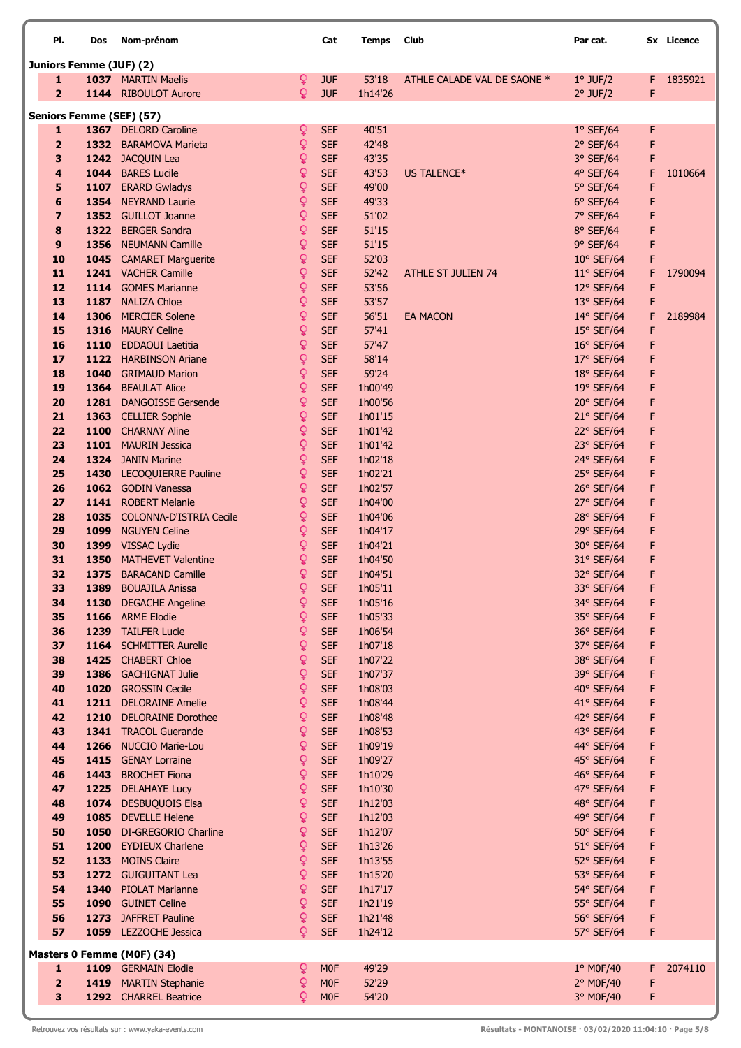| Pl. | Dos | Nom-prénom | | Cat | Temps | Club | Par cat. | Sx | Licence |
|---|---|---|---|---|---|---|---|---|---|
| **Juniors Femme (JUF) (2)** | | | | | | | | | |
| 1 | 1037 | MARTIN Maelis | ♀ | JUF | 53'18 | ATHLE CALADE VAL DE SAONE * | 1° JUF/2 | F | 1835921 |
| 2 | 1144 | RIBOULOT Aurore | ♀ | JUF | 1h14'26 | | 2° JUF/2 | F | |
| **Seniors Femme (SEF) (57)** | | | | | | | | | |
| 1 | 1367 | DELORD Caroline | ♀ | SEF | 40'51 | | 1° SEF/64 | F | |
| 2 | 1332 | BARAMOVA Marieta | ♀ | SEF | 42'48 | | 2° SEF/64 | F | |
| 3 | 1242 | JACQUIN Lea | ♀ | SEF | 43'35 | | 3° SEF/64 | F | |
| 4 | 1044 | BARES Lucile | ♀ | SEF | 43'53 | US TALENCE* | 4° SEF/64 | F | 1010664 |
| 5 | 1107 | ERARD Gwladys | ♀ | SEF | 49'00 | | 5° SEF/64 | F | |
| 6 | 1354 | NEYRAND Laurie | ♀ | SEF | 49'33 | | 6° SEF/64 | F | |
| 7 | 1352 | GUILLOT Joanne | ♀ | SEF | 51'02 | | 7° SEF/64 | F | |
| 8 | 1322 | BERGER Sandra | ♀ | SEF | 51'15 | | 8° SEF/64 | F | |
| 9 | 1356 | NEUMANN Camille | ♀ | SEF | 51'15 | | 9° SEF/64 | F | |
| 10 | 1045 | CAMARET Marguerite | ♀ | SEF | 52'03 | | 10° SEF/64 | F | |
| 11 | 1241 | VACHER Camille | ♀ | SEF | 52'42 | ATHLE ST JULIEN 74 | 11° SEF/64 | F | 1790094 |
| 12 | 1114 | GOMES Marianne | ♀ | SEF | 53'56 | | 12° SEF/64 | F | |
| 13 | 1187 | NALIZA Chloe | ♀ | SEF | 53'57 | | 13° SEF/64 | F | |
| 14 | 1306 | MERCIER Solene | ♀ | SEF | 56'51 | EA MACON | 14° SEF/64 | F | 2189984 |
| 15 | 1316 | MAURY Celine | ♀ | SEF | 57'41 | | 15° SEF/64 | F | |
| 16 | 1110 | EDDAOUI Laetitia | ♀ | SEF | 57'47 | | 16° SEF/64 | F | |
| 17 | 1122 | HARBINSON Ariane | ♀ | SEF | 58'14 | | 17° SEF/64 | F | |
| 18 | 1040 | GRIMAUD Marion | ♀ | SEF | 59'24 | | 18° SEF/64 | F | |
| 19 | 1364 | BEAULAT Alice | ♀ | SEF | 1h00'49 | | 19° SEF/64 | F | |
| 20 | 1281 | DANGOISSE Gersende | ♀ | SEF | 1h00'56 | | 20° SEF/64 | F | |
| 21 | 1363 | CELLIER Sophie | ♀ | SEF | 1h01'15 | | 21° SEF/64 | F | |
| 22 | 1100 | CHARNAY Aline | ♀ | SEF | 1h01'42 | | 22° SEF/64 | F | |
| 23 | 1101 | MAURIN Jessica | ♀ | SEF | 1h01'42 | | 23° SEF/64 | F | |
| 24 | 1324 | JANIN Marine | ♀ | SEF | 1h02'18 | | 24° SEF/64 | F | |
| 25 | 1430 | LECOQUIERRE Pauline | ♀ | SEF | 1h02'21 | | 25° SEF/64 | F | |
| 26 | 1062 | GODIN Vanessa | ♀ | SEF | 1h02'57 | | 26° SEF/64 | F | |
| 27 | 1141 | ROBERT Melanie | ♀ | SEF | 1h04'00 | | 27° SEF/64 | F | |
| 28 | 1035 | COLONNA-D'ISTRIA Cecile | ♀ | SEF | 1h04'06 | | 28° SEF/64 | F | |
| 29 | 1099 | NGUYEN Celine | ♀ | SEF | 1h04'17 | | 29° SEF/64 | F | |
| 30 | 1399 | VISSAC Lydie | ♀ | SEF | 1h04'21 | | 30° SEF/64 | F | |
| 31 | 1350 | MATHEVET Valentine | ♀ | SEF | 1h04'50 | | 31° SEF/64 | F | |
| 32 | 1375 | BARACAND Camille | ♀ | SEF | 1h04'51 | | 32° SEF/64 | F | |
| 33 | 1389 | BOUAJILA Anissa | ♀ | SEF | 1h05'11 | | 33° SEF/64 | F | |
| 34 | 1130 | DEGACHE Angeline | ♀ | SEF | 1h05'16 | | 34° SEF/64 | F | |
| 35 | 1166 | ARME Elodie | ♀ | SEF | 1h05'33 | | 35° SEF/64 | F | |
| 36 | 1239 | TAILFER Lucie | ♀ | SEF | 1h06'54 | | 36° SEF/64 | F | |
| 37 | 1164 | SCHMITTER Aurelie | ♀ | SEF | 1h07'18 | | 37° SEF/64 | F | |
| 38 | 1425 | CHABERT Chloe | ♀ | SEF | 1h07'22 | | 38° SEF/64 | F | |
| 39 | 1386 | GACHIGNAT Julie | ♀ | SEF | 1h07'37 | | 39° SEF/64 | F | |
| 40 | 1020 | GROSSIN Cecile | ♀ | SEF | 1h08'03 | | 40° SEF/64 | F | |
| 41 | 1211 | DELORAINE Amelie | ♀ | SEF | 1h08'44 | | 41° SEF/64 | F | |
| 42 | 1210 | DELORAINE Dorothee | ♀ | SEF | 1h08'48 | | 42° SEF/64 | F | |
| 43 | 1341 | TRACOL Guerande | ♀ | SEF | 1h08'53 | | 43° SEF/64 | F | |
| 44 | 1266 | NUCCIO Marie-Lou | ♀ | SEF | 1h09'19 | | 44° SEF/64 | F | |
| 45 | 1415 | GENAY Lorraine | ♀ | SEF | 1h09'27 | | 45° SEF/64 | F | |
| 46 | 1443 | BROCHET Fiona | ♀ | SEF | 1h10'29 | | 46° SEF/64 | F | |
| 47 | 1225 | DELAHAYE Lucy | ♀ | SEF | 1h10'30 | | 47° SEF/64 | F | |
| 48 | 1074 | DESBUQUOIS Elsa | ♀ | SEF | 1h12'03 | | 48° SEF/64 | F | |
| 49 | 1085 | DEVELLE Helene | ♀ | SEF | 1h12'03 | | 49° SEF/64 | F | |
| 50 | 1050 | DI-GREGORIO Charline | ♀ | SEF | 1h12'07 | | 50° SEF/64 | F | |
| 51 | 1200 | EYDIEUX Charlene | ♀ | SEF | 1h13'26 | | 51° SEF/64 | F | |
| 52 | 1133 | MOINS Claire | ♀ | SEF | 1h13'55 | | 52° SEF/64 | F | |
| 53 | 1272 | GUIGUITANT Lea | ♀ | SEF | 1h15'20 | | 53° SEF/64 | F | |
| 54 | 1340 | PIOLAT Marianne | ♀ | SEF | 1h17'17 | | 54° SEF/64 | F | |
| 55 | 1090 | GUINET Celine | ♀ | SEF | 1h21'19 | | 55° SEF/64 | F | |
| 56 | 1273 | JAFFRET Pauline | ♀ | SEF | 1h21'48 | | 56° SEF/64 | F | |
| 57 | 1059 | LEZZOCHE Jessica | ♀ | SEF | 1h24'12 | | 57° SEF/64 | F | |
| **Masters 0 Femme (M0F) (34)** | | | | | | | | | |
| 1 | 1109 | GERMAIN Elodie | ♀ | M0F | 49'29 | | 1° M0F/40 | F | 2074110 |
| 2 | 1419 | MARTIN Stephanie | ♀ | M0F | 52'29 | | 2° M0F/40 | F | |
| 3 | 1292 | CHARREL Beatrice | ♀ | M0F | 54'20 | | 3° M0F/40 | F | |

Retrouvez vos résultats sur : www.yaka-events.com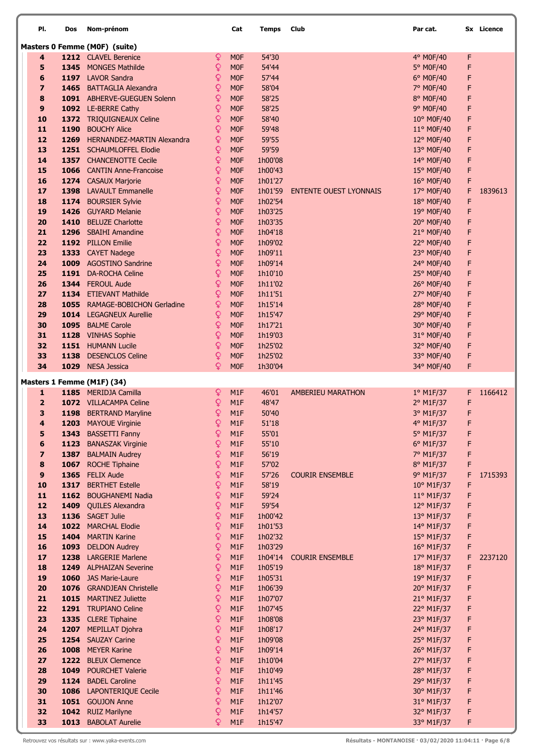| Pl. | Dos | Nom-prénom | | Cat | Temps | Club | Par cat. | Sx | Licence |
|---|---|---|---|---|---|---|---|---|---|
| **Masters 0 Femme (M0F) (suite)** | | | | | | | | | |
| 4 | 1212 | CLAVEL Berenice | ♀ | M0F | 54'30 | | 4° M0F/40 | F | |
| 5 | 1345 | MONGES Mathilde | ♀ | M0F | 54'44 | | 5° M0F/40 | F | |
| 6 | 1197 | LAVOR Sandra | ♀ | M0F | 57'44 | | 6° M0F/40 | F | |
| 7 | 1465 | BATTAGLIA Alexandra | ♀ | M0F | 58'04 | | 7° M0F/40 | F | |
| 8 | 1091 | ABHERVE-GUEGUEN Solenn | ♀ | M0F | 58'25 | | 8° M0F/40 | F | |
| 9 | 1092 | LE-BERRE Cathy | ♀ | M0F | 58'25 | | 9° M0F/40 | F | |
| 10 | 1372 | TRIQUIGNEAUX Celine | ♀ | M0F | 58'40 | | 10° M0F/40 | F | |
| 11 | 1190 | BOUCHY Alice | ♀ | M0F | 59'48 | | 11° M0F/40 | F | |
| 12 | 1269 | HERNANDEZ-MARTIN Alexandra | ♀ | M0F | 59'55 | | 12° M0F/40 | F | |
| 13 | 1251 | SCHAUMLOFFEL Elodie | ♀ | M0F | 59'59 | | 13° M0F/40 | F | |
| 14 | 1357 | CHANCENOTTE Cecile | ♀ | M0F | 1h00'08 | | 14° M0F/40 | F | |
| 15 | 1066 | CANTIN Anne-Francoise | ♀ | M0F | 1h00'43 | | 15° M0F/40 | F | |
| 16 | 1274 | CASAUX Marjorie | ♀ | M0F | 1h01'27 | | 16° M0F/40 | F | |
| 17 | 1398 | LAVAULT Emmanelle | ♀ | M0F | 1h01'59 | ENTENTE OUEST LYONNAIS | 17° M0F/40 | F | 1839613 |
| 18 | 1174 | BOURSIER Sylvie | ♀ | M0F | 1h02'54 | | 18° M0F/40 | F | |
| 19 | 1426 | GUYARD Melanie | ♀ | M0F | 1h03'25 | | 19° M0F/40 | F | |
| 20 | 1410 | BELUZE Charlotte | ♀ | M0F | 1h03'35 | | 20° M0F/40 | F | |
| 21 | 1296 | SBAIHI Amandine | ♀ | M0F | 1h04'18 | | 21° M0F/40 | F | |
| 22 | 1192 | PILLON Emilie | ♀ | M0F | 1h09'02 | | 22° M0F/40 | F | |
| 23 | 1333 | CAYET Nadege | ♀ | M0F | 1h09'11 | | 23° M0F/40 | F | |
| 24 | 1009 | AGOSTINO Sandrine | ♀ | M0F | 1h09'14 | | 24° M0F/40 | F | |
| 25 | 1191 | DA-ROCHA Celine | ♀ | M0F | 1h10'10 | | 25° M0F/40 | F | |
| 26 | 1344 | FEROUL Aude | ♀ | M0F | 1h11'02 | | 26° M0F/40 | F | |
| 27 | 1134 | ETIEVANT Mathilde | ♀ | M0F | 1h11'51 | | 27° M0F/40 | F | |
| 28 | 1055 | RAMAGE-BOBICHON Gerladine | ♀ | M0F | 1h15'14 | | 28° M0F/40 | F | |
| 29 | 1014 | LEGAGNEUX Aurellie | ♀ | M0F | 1h15'47 | | 29° M0F/40 | F | |
| 30 | 1095 | BALME Carole | ♀ | M0F | 1h17'21 | | 30° M0F/40 | F | |
| 31 | 1128 | VINHAS Sophie | ♀ | M0F | 1h19'03 | | 31° M0F/40 | F | |
| 32 | 1151 | HUMANN Lucile | ♀ | M0F | 1h25'02 | | 32° M0F/40 | F | |
| 33 | 1138 | DESENCLOS Celine | ♀ | M0F | 1h25'02 | | 33° M0F/40 | F | |
| 34 | 1029 | NESA Jessica | ♀ | M0F | 1h30'04 | | 34° M0F/40 | F | |
| **Masters 1 Femme (M1F) (34)** | | | | | | | | | |
| 1 | 1185 | MERIDJA Camilla | ♀ | M1F | 46'01 | AMBERIEU MARATHON | 1° M1F/37 | F | 1166412 |
| 2 | 1072 | VILLACAMPA Celine | ♀ | M1F | 48'47 | | 2° M1F/37 | F | |
| 3 | 1198 | BERTRAND Maryline | ♀ | M1F | 50'40 | | 3° M1F/37 | F | |
| 4 | 1203 | MAYOUE Virginie | ♀ | M1F | 51'18 | | 4° M1F/37 | F | |
| 5 | 1343 | BASSETTI Fanny | ♀ | M1F | 55'01 | | 5° M1F/37 | F | |
| 6 | 1123 | BANASZAK Virginie | ♀ | M1F | 55'10 | | 6° M1F/37 | F | |
| 7 | 1387 | BALMAIN Audrey | ♀ | M1F | 56'19 | | 7° M1F/37 | F | |
| 8 | 1067 | ROCHE Tiphaine | ♀ | M1F | 57'02 | | 8° M1F/37 | F | |
| 9 | 1365 | FELIX Aude | ♀ | M1F | 57'26 | COURIR ENSEMBLE | 9° M1F/37 | F | 1715393 |
| 10 | 1317 | BERTHET Estelle | ♀ | M1F | 58'19 | | 10° M1F/37 | F | |
| 11 | 1162 | BOUGHANEMI Nadia | ♀ | M1F | 59'24 | | 11° M1F/37 | F | |
| 12 | 1409 | QUILES Alexandra | ♀ | M1F | 59'54 | | 12° M1F/37 | F | |
| 13 | 1136 | SAGET Julie | ♀ | M1F | 1h00'42 | | 13° M1F/37 | F | |
| 14 | 1022 | MARCHAL Elodie | ♀ | M1F | 1h01'53 | | 14° M1F/37 | F | |
| 15 | 1404 | MARTIN Karine | ♀ | M1F | 1h02'32 | | 15° M1F/37 | F | |
| 16 | 1093 | DELDON Audrey | ♀ | M1F | 1h03'29 | | 16° M1F/37 | F | |
| 17 | 1238 | LARGERIE Marlene | ♀ | M1F | 1h04'14 | COURIR ENSEMBLE | 17° M1F/37 | F | 2237120 |
| 18 | 1249 | ALPHAIZAN Severine | ♀ | M1F | 1h05'19 | | 18° M1F/37 | F | |
| 19 | 1060 | JAS Marie-Laure | ♀ | M1F | 1h05'31 | | 19° M1F/37 | F | |
| 20 | 1076 | GRANDJEAN Christelle | ♀ | M1F | 1h06'39 | | 20° M1F/37 | F | |
| 21 | 1015 | MARTINEZ Juliette | ♀ | M1F | 1h07'07 | | 21° M1F/37 | F | |
| 22 | 1291 | TRUPIANO Celine | ♀ | M1F | 1h07'45 | | 22° M1F/37 | F | |
| 23 | 1335 | CLERE Tiphaine | ♀ | M1F | 1h08'08 | | 23° M1F/37 | F | |
| 24 | 1207 | MEPILLAT Djohra | ♀ | M1F | 1h08'17 | | 24° M1F/37 | F | |
| 25 | 1254 | SAUZAY Carine | ♀ | M1F | 1h09'08 | | 25° M1F/37 | F | |
| 26 | 1008 | MEYER Karine | ♀ | M1F | 1h09'14 | | 26° M1F/37 | F | |
| 27 | 1222 | BLEUX Clemence | ♀ | M1F | 1h10'04 | | 27° M1F/37 | F | |
| 28 | 1049 | POURCHET Valerie | ♀ | M1F | 1h10'49 | | 28° M1F/37 | F | |
| 29 | 1124 | BADEL Caroline | ♀ | M1F | 1h11'45 | | 29° M1F/37 | F | |
| 30 | 1086 | LAPONTERIQUE Cecile | ♀ | M1F | 1h11'46 | | 30° M1F/37 | F | |
| 31 | 1051 | GOUJON Anne | ♀ | M1F | 1h12'07 | | 31° M1F/37 | F | |
| 32 | 1042 | RUIZ Marilyne | ♀ | M1F | 1h14'57 | | 32° M1F/37 | F | |
| 33 | 1013 | BABOLAT Aurelie | ♀ | M1F | 1h15'47 | | 33° M1F/37 | F | |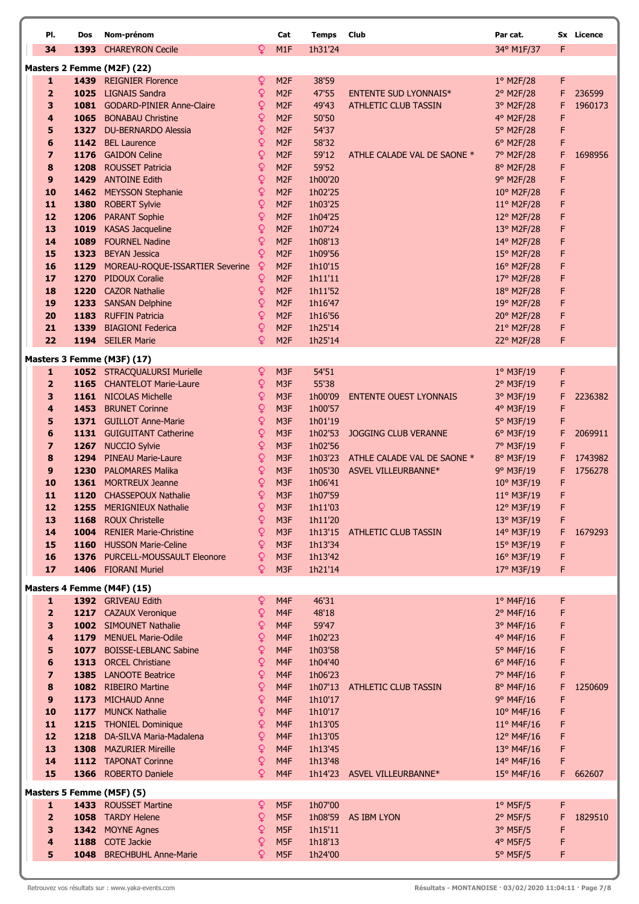| Pl. | Dos | Nom-prénom | | Cat | Temps | Club | Par cat. | Sx | Licence |
|---|---|---|---|---|---|---|---|---|---|
| 34 | 1393 | CHAREYRON Cecile | ♀ | M1F | 1h31'24 | | 34° M1F/37 | F | |

## Masters 2 Femme (M2F) (22)

| Pl. | Dos | Nom-prénom | | Cat | Temps | Club | Par cat. | Sx | Licence |
|---|---|---|---|---|---|---|---|---|---|
| 1 | 1439 | REIGNIER Florence | ♀ | M2F | 38'59 | | 1° M2F/28 | F | |
| 2 | 1025 | LIGNAIS Sandra | ♀ | M2F | 47'55 | ENTENTE SUD LYONNAIS* | 2° M2F/28 | F | 236599 |
| 3 | 1081 | GODARD-PINIER Anne-Claire | ♀ | M2F | 49'43 | ATHLETIC CLUB TASSIN | 3° M2F/28 | F | 1960173 |
| 4 | 1065 | BONABAU Christine | ♀ | M2F | 50'50 | | 4° M2F/28 | F | |
| 5 | 1327 | DU-BERNARDO Alessia | ♀ | M2F | 54'37 | | 5° M2F/28 | F | |
| 6 | 1142 | BEL Laurence | ♀ | M2F | 58'32 | | 6° M2F/28 | F | |
| 7 | 1176 | GAIDON Celine | ♀ | M2F | 59'12 | ATHLE CALADE VAL DE SAONE * | 7° M2F/28 | F | 1698956 |
| 8 | 1208 | ROUSSET Patricia | ♀ | M2F | 59'52 | | 8° M2F/28 | F | |
| 9 | 1429 | ANTOINE Edith | ♀ | M2F | 1h00'20 | | 9° M2F/28 | F | |
| 10 | 1462 | MEYSSON Stephanie | ♀ | M2F | 1h02'25 | | 10° M2F/28 | F | |
| 11 | 1380 | ROBERT Sylvie | ♀ | M2F | 1h03'25 | | 11° M2F/28 | F | |
| 12 | 1206 | PARANT Sophie | ♀ | M2F | 1h04'25 | | 12° M2F/28 | F | |
| 13 | 1019 | KASAS Jacqueline | ♀ | M2F | 1h07'24 | | 13° M2F/28 | F | |
| 14 | 1089 | FOURNEL Nadine | ♀ | M2F | 1h08'13 | | 14° M2F/28 | F | |
| 15 | 1323 | BEYAN Jessica | ♀ | M2F | 1h09'56 | | 15° M2F/28 | F | |
| 16 | 1129 | MOREAU-ROQUE-ISSARTIER Severine | ♀ | M2F | 1h10'15 | | 16° M2F/28 | F | |
| 17 | 1270 | PIDOUX Coralie | ♀ | M2F | 1h11'11 | | 17° M2F/28 | F | |
| 18 | 1220 | CAZOR Nathalie | ♀ | M2F | 1h11'52 | | 18° M2F/28 | F | |
| 19 | 1233 | SANSAN Delphine | ♀ | M2F | 1h16'47 | | 19° M2F/28 | F | |
| 20 | 1183 | RUFFIN Patricia | ♀ | M2F | 1h16'56 | | 20° M2F/28 | F | |
| 21 | 1339 | BIAGIONI Federica | ♀ | M2F | 1h25'14 | | 21° M2F/28 | F | |
| 22 | 1194 | SEILER Marie | ♀ | M2F | 1h25'14 | | 22° M2F/28 | F | |

## Masters 3 Femme (M3F) (17)

| Pl. | Dos | Nom-prénom | | Cat | Temps | Club | Par cat. | Sx | Licence |
|---|---|---|---|---|---|---|---|---|---|
| 1 | 1052 | STRACQUALURSI Murielle | ♀ | M3F | 54'51 | | 1° M3F/19 | F | |
| 2 | 1165 | CHANTELOT Marie-Laure | ♀ | M3F | 55'38 | | 2° M3F/19 | F | |
| 3 | 1161 | NICOLAS Michelle | ♀ | M3F | 1h00'09 | ENTENTE OUEST LYONNAIS | 3° M3F/19 | F | 2236382 |
| 4 | 1453 | BRUNET Corinne | ♀ | M3F | 1h00'57 | | 4° M3F/19 | F | |
| 5 | 1371 | GUILLOT Anne-Marie | ♀ | M3F | 1h01'19 | | 5° M3F/19 | F | |
| 6 | 1131 | GUIGUITANT Catherine | ♀ | M3F | 1h02'53 | JOGGING CLUB VERANNE | 6° M3F/19 | F | 2069911 |
| 7 | 1267 | NUCCIO Sylvie | ♀ | M3F | 1h02'56 | | 7° M3F/19 | F | |
| 8 | 1294 | PINEAU Marie-Laure | ♀ | M3F | 1h03'23 | ATHLE CALADE VAL DE SAONE * | 8° M3F/19 | F | 1743982 |
| 9 | 1230 | PALOMARES Malika | ♀ | M3F | 1h05'30 | ASVEL VILLEURBANNE* | 9° M3F/19 | F | 1756278 |
| 10 | 1361 | MORTREUX Jeanne | ♀ | M3F | 1h06'41 | | 10° M3F/19 | F | |
| 11 | 1120 | CHASSEPOUX Nathalie | ♀ | M3F | 1h07'59 | | 11° M3F/19 | F | |
| 12 | 1255 | MERIGNIEUX Nathalie | ♀ | M3F | 1h11'03 | | 12° M3F/19 | F | |
| 13 | 1168 | ROUX Christelle | ♀ | M3F | 1h11'20 | | 13° M3F/19 | F | |
| 14 | 1004 | RENIER Marie-Christine | ♀ | M3F | 1h13'15 | ATHLETIC CLUB TASSIN | 14° M3F/19 | F | 1679293 |
| 15 | 1160 | HUSSON Marie-Celine | ♀ | M3F | 1h13'34 | | 15° M3F/19 | F | |
| 16 | 1376 | PURCELL-MOUSSAULT Eleonore | ♀ | M3F | 1h13'42 | | 16° M3F/19 | F | |
| 17 | 1406 | FIORANI Muriel | ♀ | M3F | 1h21'14 | | 17° M3F/19 | F | |

## Masters 4 Femme (M4F) (15)

| Pl. | Dos | Nom-prénom | | Cat | Temps | Club | Par cat. | Sx | Licence |
|---|---|---|---|---|---|---|---|---|---|
| 1 | 1392 | GRIVEAU Edith | ♀ | M4F | 46'31 | | 1° M4F/16 | F | |
| 2 | 1217 | CAZAUX Veronique | ♀ | M4F | 48'18 | | 2° M4F/16 | F | |
| 3 | 1002 | SIMOUNET Nathalie | ♀ | M4F | 59'47 | | 3° M4F/16 | F | |
| 4 | 1179 | MENUEL Marie-Odile | ♀ | M4F | 1h02'23 | | 4° M4F/16 | F | |
| 5 | 1077 | BOISSE-LEBLANC Sabine | ♀ | M4F | 1h03'58 | | 5° M4F/16 | F | |
| 6 | 1313 | ORCEL Christiane | ♀ | M4F | 1h04'40 | | 6° M4F/16 | F | |
| 7 | 1385 | LANOOTE Beatrice | ♀ | M4F | 1h06'23 | | 7° M4F/16 | F | |
| 8 | 1082 | RIBEIRO Martine | ♀ | M4F | 1h07'13 | ATHLETIC CLUB TASSIN | 8° M4F/16 | F | 1250609 |
| 9 | 1173 | MICHAUD Anne | ♀ | M4F | 1h10'17 | | 9° M4F/16 | F | |
| 10 | 1177 | MUNCK Nathalie | ♀ | M4F | 1h10'17 | | 10° M4F/16 | F | |
| 11 | 1215 | THONIEL Dominique | ♀ | M4F | 1h13'05 | | 11° M4F/16 | F | |
| 12 | 1218 | DA-SILVA Maria-Madalena | ♀ | M4F | 1h13'05 | | 12° M4F/16 | F | |
| 13 | 1308 | MAZURIER Mireille | ♀ | M4F | 1h13'45 | | 13° M4F/16 | F | |
| 14 | 1112 | TAPONAT Corinne | ♀ | M4F | 1h13'48 | | 14° M4F/16 | F | |
| 15 | 1366 | ROBERTO Daniele | ♀ | M4F | 1h14'23 | ASVEL VILLEURBANNE* | 15° M4F/16 | F | 662607 |

## Masters 5 Femme (M5F) (5)

| Pl. | Dos | Nom-prénom | | Cat | Temps | Club | Par cat. | Sx | Licence |
|---|---|---|---|---|---|---|---|---|---|
| 1 | 1433 | ROUSSET Martine | ♀ | M5F | 1h07'00 | | 1° M5F/5 | F | |
| 2 | 1058 | TARDY Helene | ♀ | M5F | 1h08'59 | AS IBM LYON | 2° M5F/5 | F | 1829510 |
| 3 | 1342 | MOYNE Agnes | ♀ | M5F | 1h15'11 | | 3° M5F/5 | F | |
| 4 | 1188 | COTE Jackie | ♀ | M5F | 1h18'13 | | 4° M5F/5 | F | |
| 5 | 1048 | BRECHBUHL Anne-Marie | ♀ | M5F | 1h24'00 | | 5° M5F/5 | F | |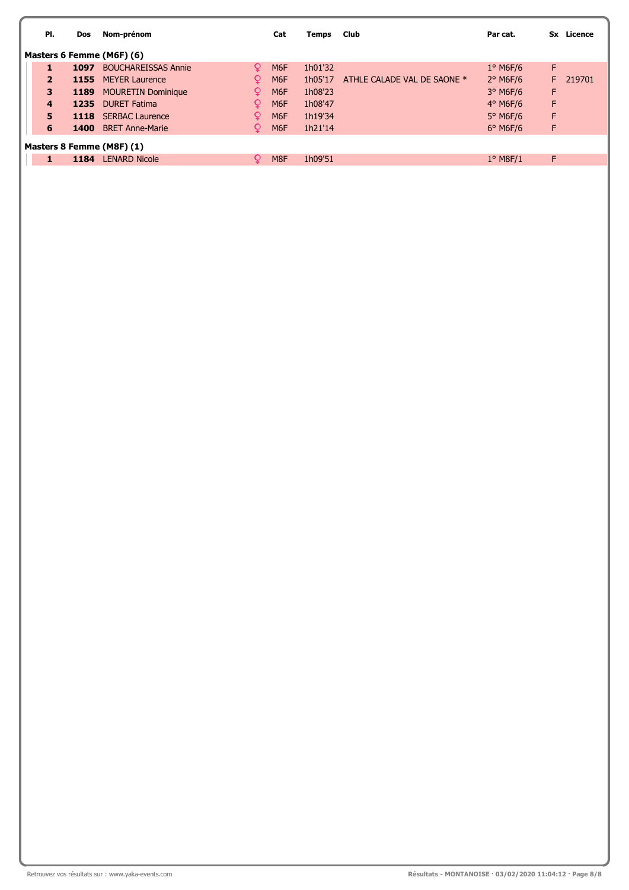| Pl. | Dos | Nom-prénom | | Cat | Temps | Club | Par cat. | Sx | Licence |
|---|---|---|---|---|---|---|---|---|---|
| **Masters 6 Femme (M6F) (6)** | | | | | | | | | |
| **1** | **1097** | BOUCHAREISSAS Annie | ♀ | M6F | 1h01'32 | | 1° M6F/6 | F | |
| **2** | **1155** | MEYER Laurence | ♀ | M6F | 1h05'17 | ATHLE CALADE VAL DE SAONE * | 2° M6F/6 | F | 219701 |
| **3** | **1189** | MOURETIN Dominique | ♀ | M6F | 1h08'23 | | 3° M6F/6 | F | |
| **4** | **1235** | DURET Fatima | ♀ | M6F | 1h08'47 | | 4° M6F/6 | F | |
| **5** | **1118** | SERBAC Laurence | ♀ | M6F | 1h19'34 | | 5° M6F/6 | F | |
| **6** | **1400** | BRET Anne-Marie | ♀ | M6F | 1h21'14 | | 6° M6F/6 | F | |
| **Masters 8 Femme (M8F) (1)** | | | | | | | | | |
| **1** | **1184** | LENARD Nicole | ♀ | M8F | 1h09'51 | | 1° M8F/1 | F | |